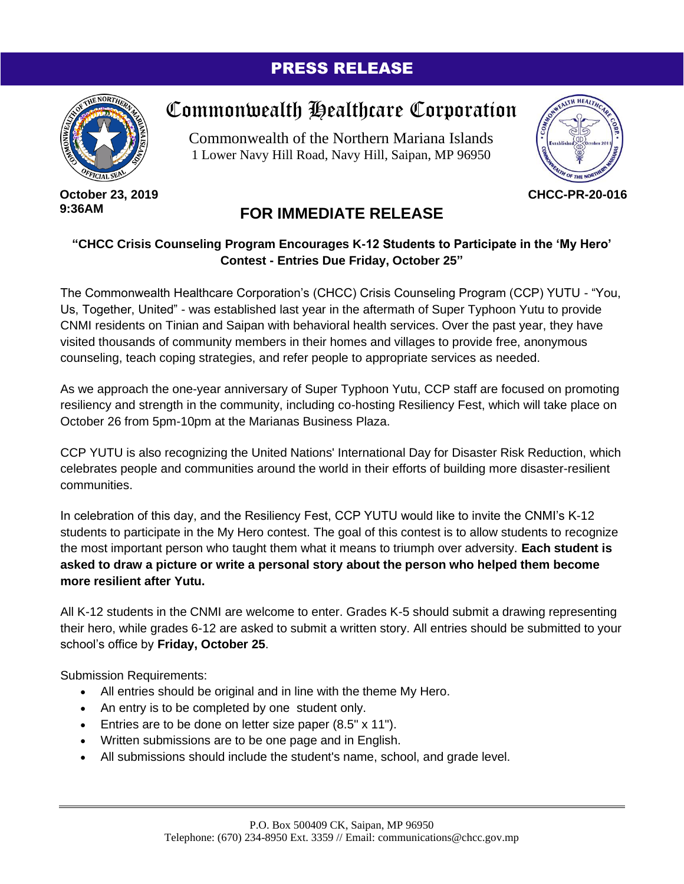# PRESS RELEASE

## Commonwealth Healthcare Corporation

Commonwealth of the Northern Mariana Islands
1 Lower Navy Hill Road, Navy Hill, Saipan, MP 96950

**October 23, 2019**
**9:36AM**

**CHCC-PR-20-016**

## FOR IMMEDIATE RELEASE

### "CHCC Crisis Counseling Program Encourages K-12 Students to Participate in the 'My Hero' Contest - Entries Due Friday, October 25"

The Commonwealth Healthcare Corporation's (CHCC) Crisis Counseling Program (CCP) YUTU - "You, Us, Together, United" - was established last year in the aftermath of Super Typhoon Yutu to provide CNMI residents on Tinian and Saipan with behavioral health services. Over the past year, they have visited thousands of community members in their homes and villages to provide free, anonymous counseling, teach coping strategies, and refer people to appropriate services as needed.

As we approach the one-year anniversary of Super Typhoon Yutu, CCP staff are focused on promoting resiliency and strength in the community, including co-hosting Resiliency Fest, which will take place on October 26 from 5pm-10pm at the Marianas Business Plaza.

CCP YUTU is also recognizing the United Nations' International Day for Disaster Risk Reduction, which celebrates people and communities around the world in their efforts of building more disaster-resilient communities.

In celebration of this day, and the Resiliency Fest, CCP YUTU would like to invite the CNMI's K-12 students to participate in the My Hero contest. The goal of this contest is to allow students to recognize the most important person who taught them what it means to triumph over adversity. **Each student is asked to draw a picture or write a personal story about the person who helped them become more resilient after Yutu.**

All K-12 students in the CNMI are welcome to enter. Grades K-5 should submit a drawing representing their hero, while grades 6-12 are asked to submit a written story. All entries should be submitted to your school's office by **Friday, October 25**.

Submission Requirements:

- All entries should be original and in line with the theme My Hero.
- An entry is to be completed by one student only.
- Entries are to be done on letter size paper (8.5" x 11").
- Written submissions are to be one page and in English.
- All submissions should include the student's name, school, and grade level.

P.O. Box 500409 CK, Saipan, MP 96950
Telephone: (670) 234-8950 Ext. 3359 // Email: communications@chcc.gov.mp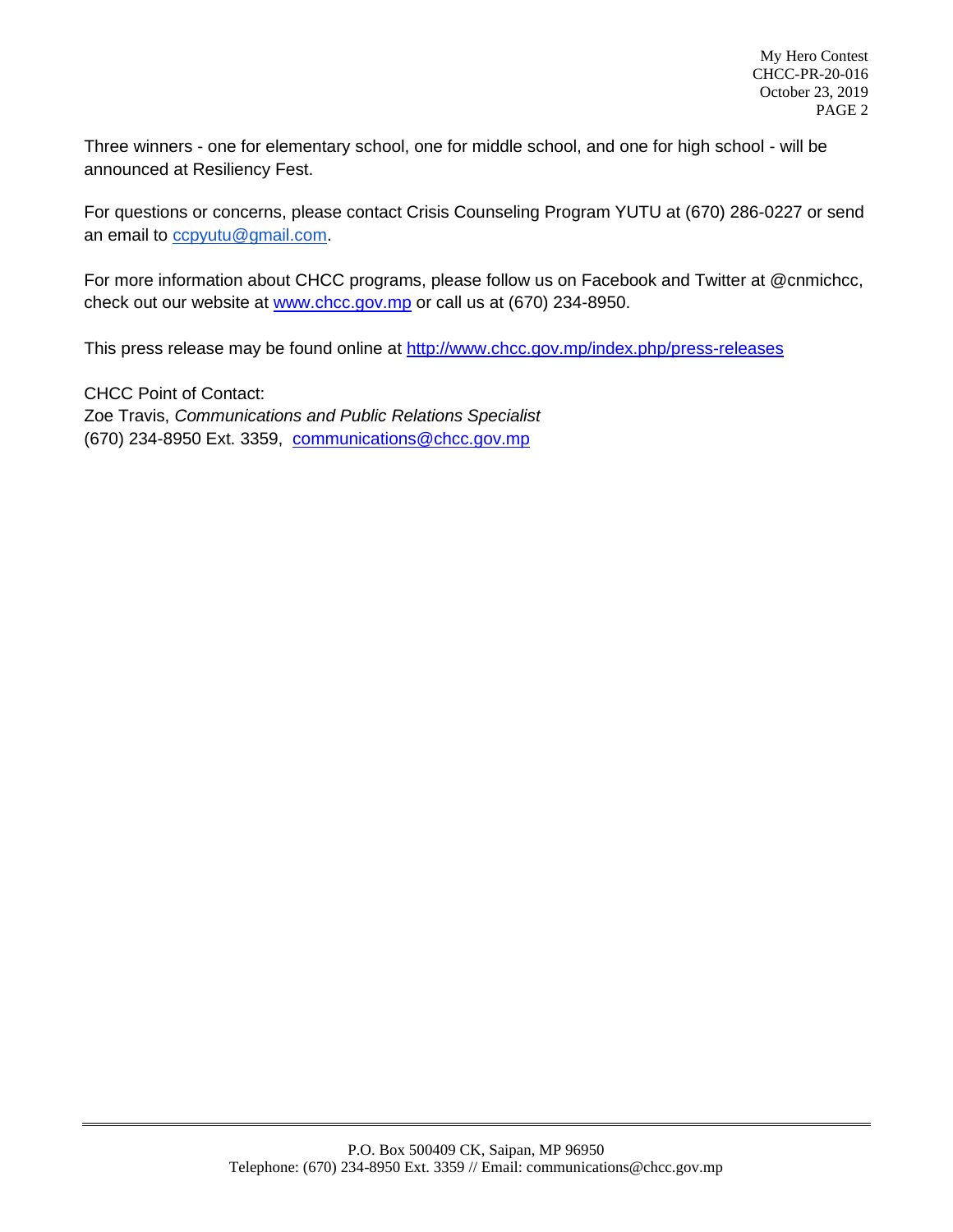Three winners - one for elementary school, one for middle school, and one for high school - will be announced at Resiliency Fest.

For questions or concerns, please contact Crisis Counseling Program YUTU at (670) 286-0227 or send an email to ccpyutu@gmail.com.

For more information about CHCC programs, please follow us on Facebook and Twitter at @cnmichcc, check out our website at www.chcc.gov.mp or call us at (670) 234-8950.

This press release may be found online at http://www.chcc.gov.mp/index.php/press-releases

CHCC Point of Contact:
Zoe Travis, *Communications and Public Relations Specialist*
(670) 234-8950 Ext. 3359, communications@chcc.gov.mp